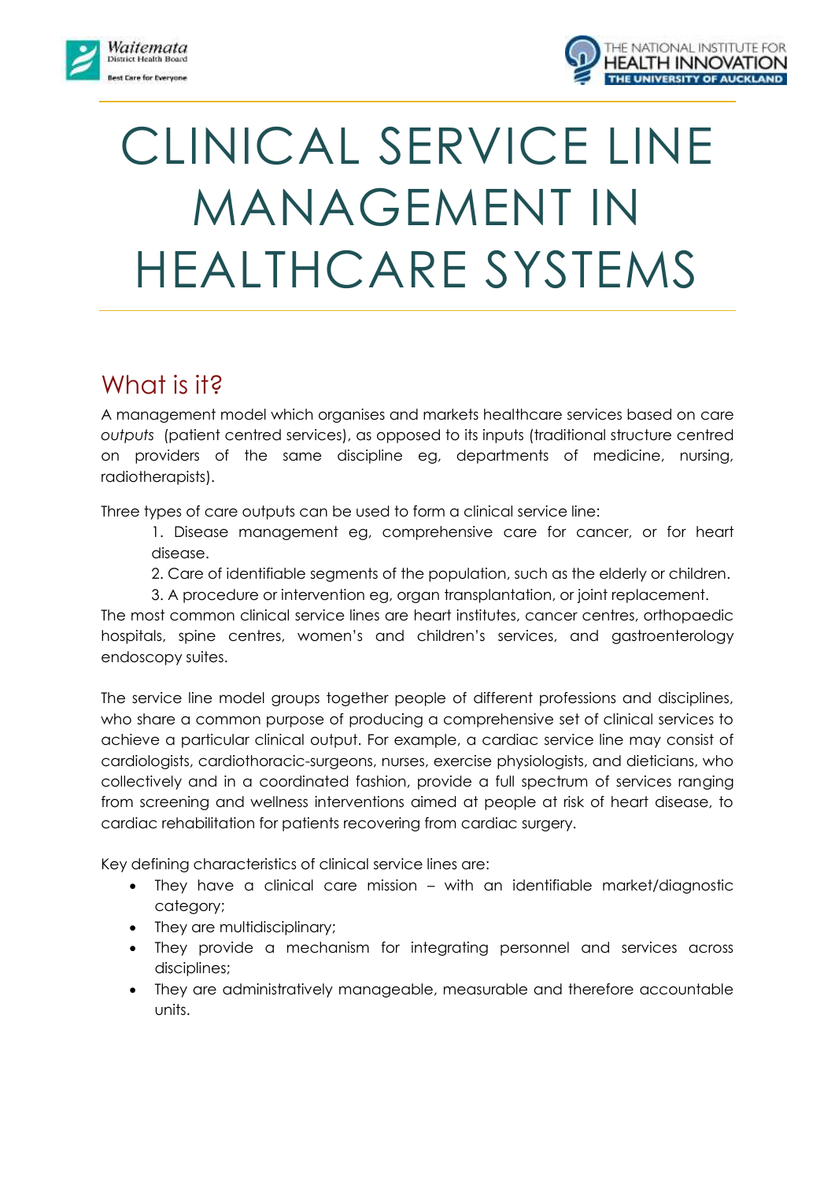# CLINICAL SERVICE LINE MANAGEMENT IN HEALTHCARE SYSTEMS

## What is it?

A management model which organises and markets healthcare services based on care *outputs* (patient centred services), as opposed to its inputs (traditional structure centred on providers of the same discipline eg, departments of medicine, nursing, radiotherapists).

Three types of care outputs can be used to form a clinical service line:

1. Disease management eg, comprehensive care for cancer, or for heart disease.
2. Care of identifiable segments of the population, such as the elderly or children.
3. A procedure or intervention eg, organ transplantation, or joint replacement.

The most common clinical service lines are heart institutes, cancer centres, orthopaedic hospitals, spine centres, women's and children's services, and gastroenterology endoscopy suites.

The service line model groups together people of different professions and disciplines, who share a common purpose of producing a comprehensive set of clinical services to achieve a particular clinical output. For example, a cardiac service line may consist of cardiologists, cardiothoracic-surgeons, nurses, exercise physiologists, and dieticians, who collectively and in a coordinated fashion, provide a full spectrum of services ranging from screening and wellness interventions aimed at people at risk of heart disease, to cardiac rehabilitation for patients recovering from cardiac surgery.

Key defining characteristics of clinical service lines are:

- They have a clinical care mission – with an identifiable market/diagnostic category;
- They are multidisciplinary;
- They provide a mechanism for integrating personnel and services across disciplines;
- They are administratively manageable, measurable and therefore accountable units.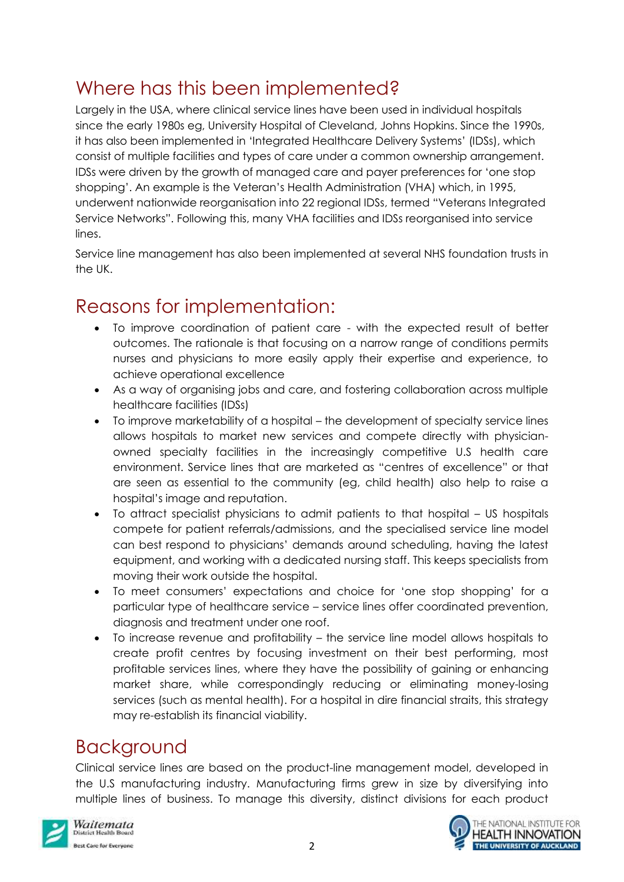## Where has this been implemented?

Largely in the USA, where clinical service lines have been used in individual hospitals since the early 1980s eg, University Hospital of Cleveland, Johns Hopkins. Since the 1990s, it has also been implemented in 'Integrated Healthcare Delivery Systems' (IDSs), which consist of multiple facilities and types of care under a common ownership arrangement. IDSs were driven by the growth of managed care and payer preferences for 'one stop shopping'. An example is the Veteran's Health Administration (VHA) which, in 1995, underwent nationwide reorganisation into 22 regional IDSs, termed "Veterans Integrated Service Networks". Following this, many VHA facilities and IDSs reorganised into service lines.

Service line management has also been implemented at several NHS foundation trusts in the UK.

## Reasons for implementation:

- To improve coordination of patient care - with the expected result of better outcomes. The rationale is that focusing on a narrow range of conditions permits nurses and physicians to more easily apply their expertise and experience, to achieve operational excellence
- As a way of organising jobs and care, and fostering collaboration across multiple healthcare facilities (IDSs)
- To improve marketability of a hospital – the development of specialty service lines allows hospitals to market new services and compete directly with physician-owned specialty facilities in the increasingly competitive U.S health care environment. Service lines that are marketed as "centres of excellence" or that are seen as essential to the community (eg, child health) also help to raise a hospital's image and reputation.
- To attract specialist physicians to admit patients to that hospital – US hospitals compete for patient referrals/admissions, and the specialised service line model can best respond to physicians' demands around scheduling, having the latest equipment, and working with a dedicated nursing staff. This keeps specialists from moving their work outside the hospital.
- To meet consumers' expectations and choice for 'one stop shopping' for a particular type of healthcare service – service lines offer coordinated prevention, diagnosis and treatment under one roof.
- To increase revenue and profitability – the service line model allows hospitals to create profit centres by focusing investment on their best performing, most profitable services lines, where they have the possibility of gaining or enhancing market share, while correspondingly reducing or eliminating money-losing services (such as mental health). For a hospital in dire financial straits, this strategy may re-establish its financial viability.

## Background

Clinical service lines are based on the product-line management model, developed in the U.S manufacturing industry. Manufacturing firms grew in size by diversifying into multiple lines of business. To manage this diversity, distinct divisions for each product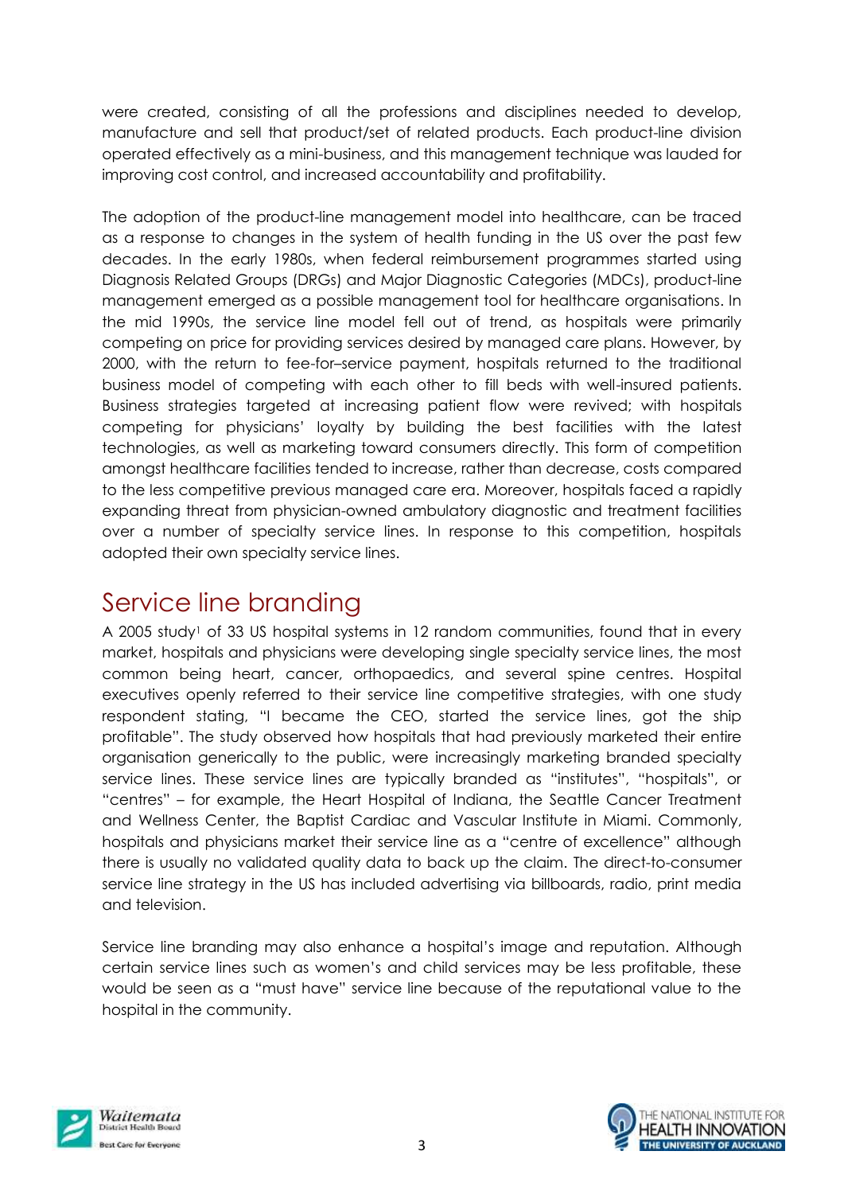were created, consisting of all the professions and disciplines needed to develop, manufacture and sell that product/set of related products. Each product-line division operated effectively as a mini-business, and this management technique was lauded for improving cost control, and increased accountability and profitability.

The adoption of the product-line management model into healthcare, can be traced as a response to changes in the system of health funding in the US over the past few decades. In the early 1980s, when federal reimbursement programmes started using Diagnosis Related Groups (DRGs) and Major Diagnostic Categories (MDCs), product-line management emerged as a possible management tool for healthcare organisations. In the mid 1990s, the service line model fell out of trend, as hospitals were primarily competing on price for providing services desired by managed care plans. However, by 2000, with the return to fee-for–service payment, hospitals returned to the traditional business model of competing with each other to fill beds with well-insured patients. Business strategies targeted at increasing patient flow were revived; with hospitals competing for physicians' loyalty by building the best facilities with the latest technologies, as well as marketing toward consumers directly. This form of competition amongst healthcare facilities tended to increase, rather than decrease, costs compared to the less competitive previous managed care era. Moreover, hospitals faced a rapidly expanding threat from physician-owned ambulatory diagnostic and treatment facilities over a number of specialty service lines. In response to this competition, hospitals adopted their own specialty service lines.

## Service line branding

A 2005 study[1] of 33 US hospital systems in 12 random communities, found that in every market, hospitals and physicians were developing single specialty service lines, the most common being heart, cancer, orthopaedics, and several spine centres. Hospital executives openly referred to their service line competitive strategies, with one study respondent stating, "I became the CEO, started the service lines, got the ship profitable". The study observed how hospitals that had previously marketed their entire organisation generically to the public, were increasingly marketing branded specialty service lines. These service lines are typically branded as "institutes", "hospitals", or "centres" – for example, the Heart Hospital of Indiana, the Seattle Cancer Treatment and Wellness Center, the Baptist Cardiac and Vascular Institute in Miami. Commonly, hospitals and physicians market their service line as a "centre of excellence" although there is usually no validated quality data to back up the claim. The direct-to-consumer service line strategy in the US has included advertising via billboards, radio, print media and television.

Service line branding may also enhance a hospital's image and reputation. Although certain service lines such as women's and child services may be less profitable, these would be seen as a "must have" service line because of the reputational value to the hospital in the community.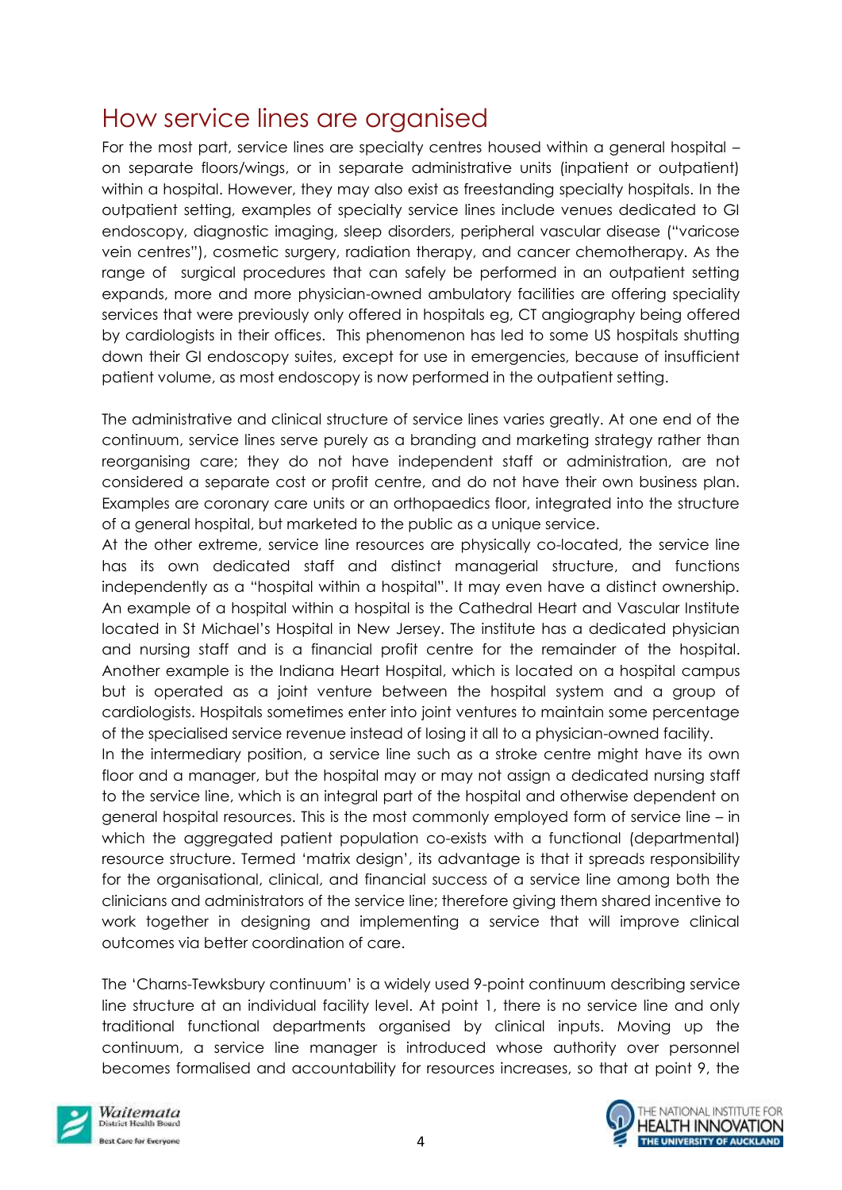## How service lines are organised

For the most part, service lines are specialty centres housed within a general hospital – on separate floors/wings, or in separate administrative units (inpatient or outpatient) within a hospital. However, they may also exist as freestanding specialty hospitals. In the outpatient setting, examples of specialty service lines include venues dedicated to GI endoscopy, diagnostic imaging, sleep disorders, peripheral vascular disease ("varicose vein centres"), cosmetic surgery, radiation therapy, and cancer chemotherapy. As the range of surgical procedures that can safely be performed in an outpatient setting expands, more and more physician-owned ambulatory facilities are offering speciality services that were previously only offered in hospitals eg, CT angiography being offered by cardiologists in their offices. This phenomenon has led to some US hospitals shutting down their GI endoscopy suites, except for use in emergencies, because of insufficient patient volume, as most endoscopy is now performed in the outpatient setting.

The administrative and clinical structure of service lines varies greatly. At one end of the continuum, service lines serve purely as a branding and marketing strategy rather than reorganising care; they do not have independent staff or administration, are not considered a separate cost or profit centre, and do not have their own business plan. Examples are coronary care units or an orthopaedics floor, integrated into the structure of a general hospital, but marketed to the public as a unique service.

At the other extreme, service line resources are physically co-located, the service line has its own dedicated staff and distinct managerial structure, and functions independently as a "hospital within a hospital". It may even have a distinct ownership. An example of a hospital within a hospital is the Cathedral Heart and Vascular Institute located in St Michael's Hospital in New Jersey. The institute has a dedicated physician and nursing staff and is a financial profit centre for the remainder of the hospital. Another example is the Indiana Heart Hospital, which is located on a hospital campus but is operated as a joint venture between the hospital system and a group of cardiologists. Hospitals sometimes enter into joint ventures to maintain some percentage of the specialised service revenue instead of losing it all to a physician-owned facility.

In the intermediary position, a service line such as a stroke centre might have its own floor and a manager, but the hospital may or may not assign a dedicated nursing staff to the service line, which is an integral part of the hospital and otherwise dependent on general hospital resources. This is the most commonly employed form of service line – in which the aggregated patient population co-exists with a functional (departmental) resource structure. Termed 'matrix design', its advantage is that it spreads responsibility for the organisational, clinical, and financial success of a service line among both the clinicians and administrators of the service line; therefore giving them shared incentive to work together in designing and implementing a service that will improve clinical outcomes via better coordination of care.

The 'Charns-Tewksbury continuum' is a widely used 9-point continuum describing service line structure at an individual facility level. At point 1, there is no service line and only traditional functional departments organised by clinical inputs. Moving up the continuum, a service line manager is introduced whose authority over personnel becomes formalised and accountability for resources increases, so that at point 9, the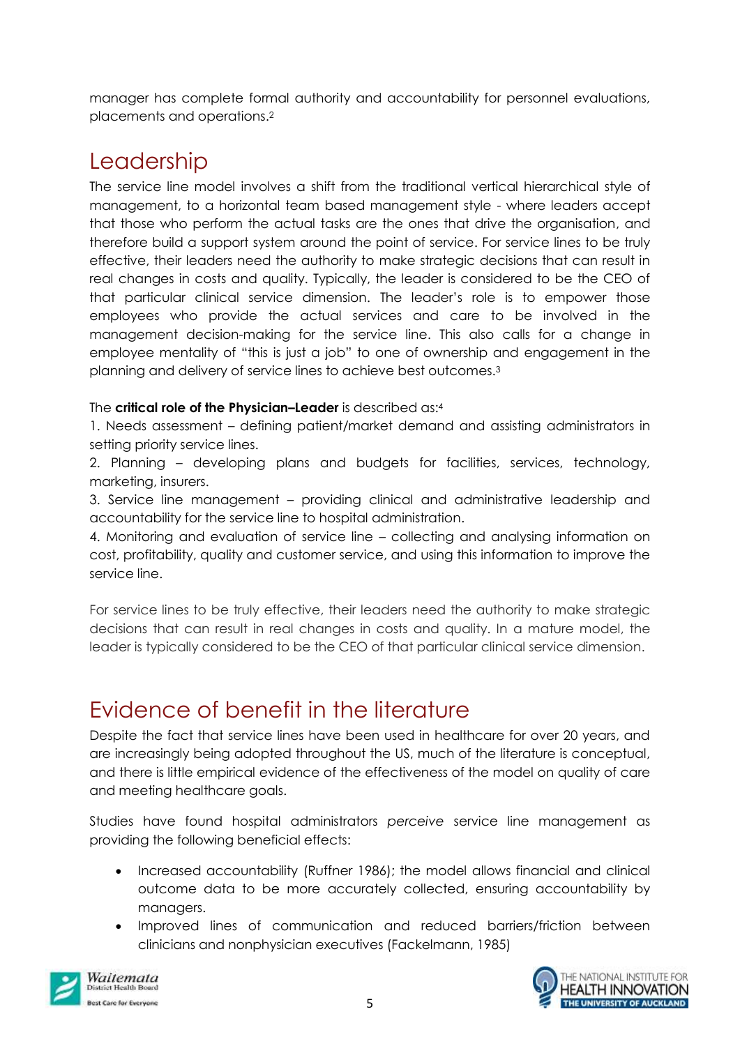manager has complete formal authority and accountability for personnel evaluations, placements and operations.[2]

## Leadership

The service line model involves a shift from the traditional vertical hierarchical style of management, to a horizontal team based management style - where leaders accept that those who perform the actual tasks are the ones that drive the organisation, and therefore build a support system around the point of service. For service lines to be truly effective, their leaders need the authority to make strategic decisions that can result in real changes in costs and quality. Typically, the leader is considered to be the CEO of that particular clinical service dimension. The leader's role is to empower those employees who provide the actual services and care to be involved in the management decision-making for the service line. This also calls for a change in employee mentality of "this is just a job" to one of ownership and engagement in the planning and delivery of service lines to achieve best outcomes.[3]

The **critical role of the Physician–Leader** is described as:[4]

1. Needs assessment – defining patient/market demand and assisting administrators in setting priority service lines.
2. Planning – developing plans and budgets for facilities, services, technology, marketing, insurers.
3. Service line management – providing clinical and administrative leadership and accountability for the service line to hospital administration.
4. Monitoring and evaluation of service line – collecting and analysing information on cost, profitability, quality and customer service, and using this information to improve the service line.

For service lines to be truly effective, their leaders need the authority to make strategic decisions that can result in real changes in costs and quality. In a mature model, the leader is typically considered to be the CEO of that particular clinical service dimension.

## Evidence of benefit in the literature

Despite the fact that service lines have been used in healthcare for over 20 years, and are increasingly being adopted throughout the US, much of the literature is conceptual, and there is little empirical evidence of the effectiveness of the model on quality of care and meeting healthcare goals.

Studies have found hospital administrators *perceive* service line management as providing the following beneficial effects:

- Increased accountability (Ruffner 1986); the model allows financial and clinical outcome data to be more accurately collected, ensuring accountability by managers.
- Improved lines of communication and reduced barriers/friction between clinicians and nonphysician executives (Fackelmann, 1985)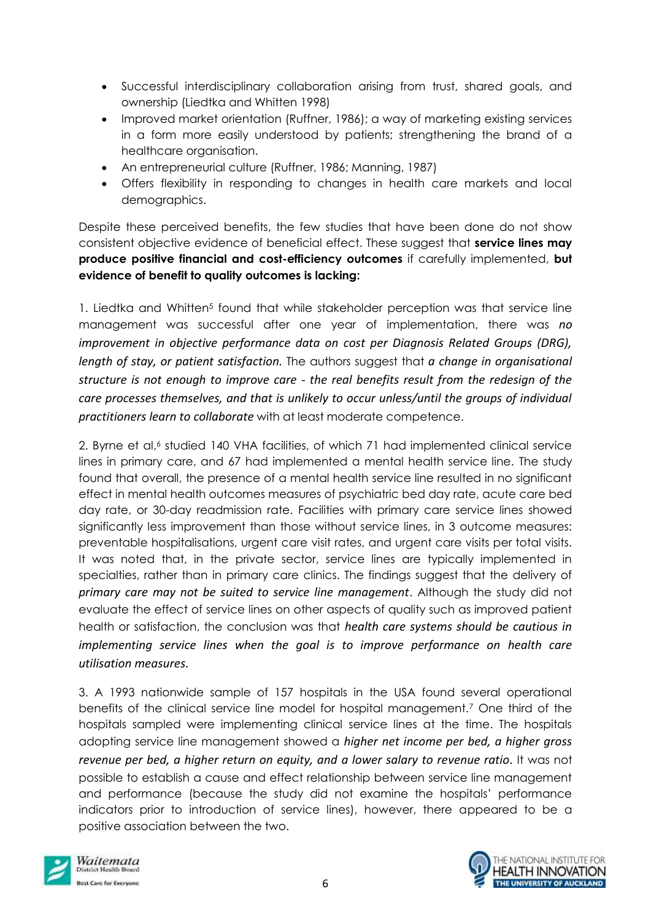- Successful interdisciplinary collaboration arising from trust, shared goals, and ownership (Liedtka and Whitten 1998)
- Improved market orientation (Ruffner, 1986); a way of marketing existing services in a form more easily understood by patients; strengthening the brand of a healthcare organisation.
- An entrepreneurial culture (Ruffner, 1986; Manning, 1987)
- Offers flexibility in responding to changes in health care markets and local demographics.

Despite these perceived benefits, the few studies that have been done do not show consistent objective evidence of beneficial effect. These suggest that **service lines may produce positive financial and cost-efficiency outcomes** if carefully implemented, **but evidence of benefit to quality outcomes is lacking:**

1. Liedtka and Whitten[5] found that while stakeholder perception was that service line management was successful after one year of implementation, there was *no improvement in objective performance data on cost per Diagnosis Related Groups (DRG), length of stay, or patient satisfaction.* The authors suggest that *a change in organisational structure is not enough to improve care - the real benefits result from the redesign of the care processes themselves, and that is unlikely to occur unless/until the groups of individual practitioners learn to collaborate* with at least moderate competence.

2. Byrne et al,[6] studied 140 VHA facilities, of which 71 had implemented clinical service lines in primary care, and 67 had implemented a mental health service line. The study found that overall, the presence of a mental health service line resulted in no significant effect in mental health outcomes measures of psychiatric bed day rate, acute care bed day rate, or 30-day readmission rate. Facilities with primary care service lines showed significantly less improvement than those without service lines, in 3 outcome measures: preventable hospitalisations, urgent care visit rates, and urgent care visits per total visits. It was noted that, in the private sector, service lines are typically implemented in specialties, rather than in primary care clinics. The findings suggest that the delivery of *primary care may not be suited to service line management*. Although the study did not evaluate the effect of service lines on other aspects of quality such as improved patient health or satisfaction, the conclusion was that *health care systems should be cautious in implementing service lines when the goal is to improve performance on health care utilisation measures.*

3. A 1993 nationwide sample of 157 hospitals in the USA found several operational benefits of the clinical service line model for hospital management.[7] One third of the hospitals sampled were implementing clinical service lines at the time. The hospitals adopting service line management showed a *higher net income per bed, a higher gross revenue per bed, a higher return on equity, and a lower salary to revenue ratio*. It was not possible to establish a cause and effect relationship between service line management and performance (because the study did not examine the hospitals' performance indicators prior to introduction of service lines), however, there appeared to be a positive association between the two.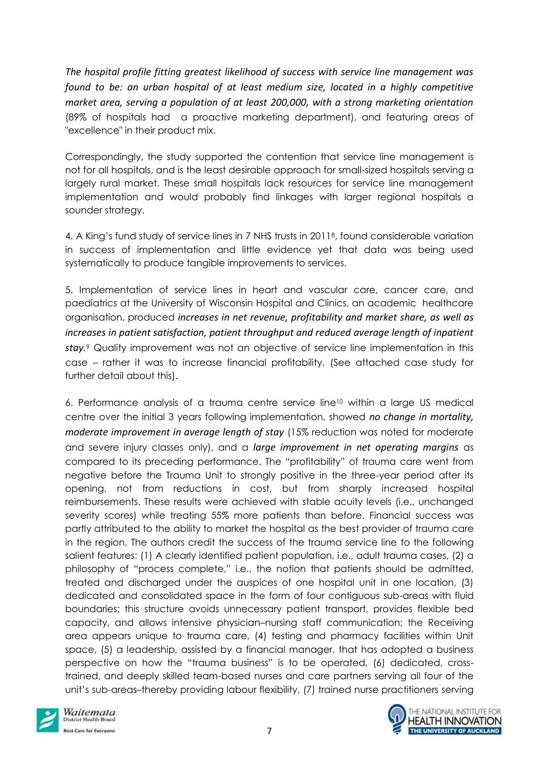*The hospital profile fitting greatest likelihood of success with service line management was found to be: an urban hospital of at least medium size, located in a highly competitive market area, serving a population of at least 200,000, with a strong marketing orientation* (89% of hospitals had a proactive marketing department), and featuring areas of "excellence" in their product mix.

Correspondingly, the study supported the contention that service line management is not for all hospitals, and is the least desirable approach for small-sized hospitals serving a largely rural market. These small hospitals lack resources for service line management implementation and would probably find linkages with larger regional hospitals a sounder strategy.

4. A King's fund study of service lines in 7 NHS trusts in 2011[8], found considerable variation in success of implementation and little evidence yet that data was being used systematically to produce tangible improvements to services.

5. Implementation of service lines in heart and vascular care, cancer care, and paediatrics at the University of Wisconsin Hospital and Clinics, an academic healthcare organisation, produced *increases in net revenue, profitability and market share, as well as increases in patient satisfaction, patient throughput and reduced average length of inpatient stay.*[9] Quality improvement was not an objective of service line implementation in this case – rather it was to increase financial profitability. (See attached case study for further detail about this).

6. Performance analysis of a trauma centre service line[10] within a large US medical centre over the initial 3 years following implementation, showed ***no change in mortality, moderate improvement in average length of stay*** (15% reduction was noted for moderate and severe injury classes only), and a ***large improvement in net operating margins*** as compared to its preceding performance. The "profitability" of trauma care went from negative before the Trauma Unit to strongly positive in the three-year period after its opening, not from reductions in cost, but from sharply increased hospital reimbursements. These results were achieved with stable acuity levels (i.e., unchanged severity scores) while treating 55% more patients than before. Financial success was partly attributed to the ability to market the hospital as the best provider of trauma care in the region. The authors credit the success of the trauma service line to the following salient features: (1) A clearly identified patient population, i.e., adult trauma cases, (2) a philosophy of "process complete," i.e., the notion that patients should be admitted, treated and discharged under the auspices of one hospital unit in one location, (3) dedicated and consolidated space in the form of four contiguous sub-areas with fluid boundaries; this structure avoids unnecessary patient transport, provides flexible bed capacity, and allows intensive physician–nursing staff communication; the Receiving area appears unique to trauma care, (4) testing and pharmacy facilities within Unit space, (5) a leadership, assisted by a financial manager, that has adopted a business perspective on how the "trauma business" is to be operated, (6) dedicated, cross-trained, and deeply skilled team-based nurses and care partners serving all four of the unit's sub-areas–thereby providing labour flexibility, (7) trained nurse practitioners serving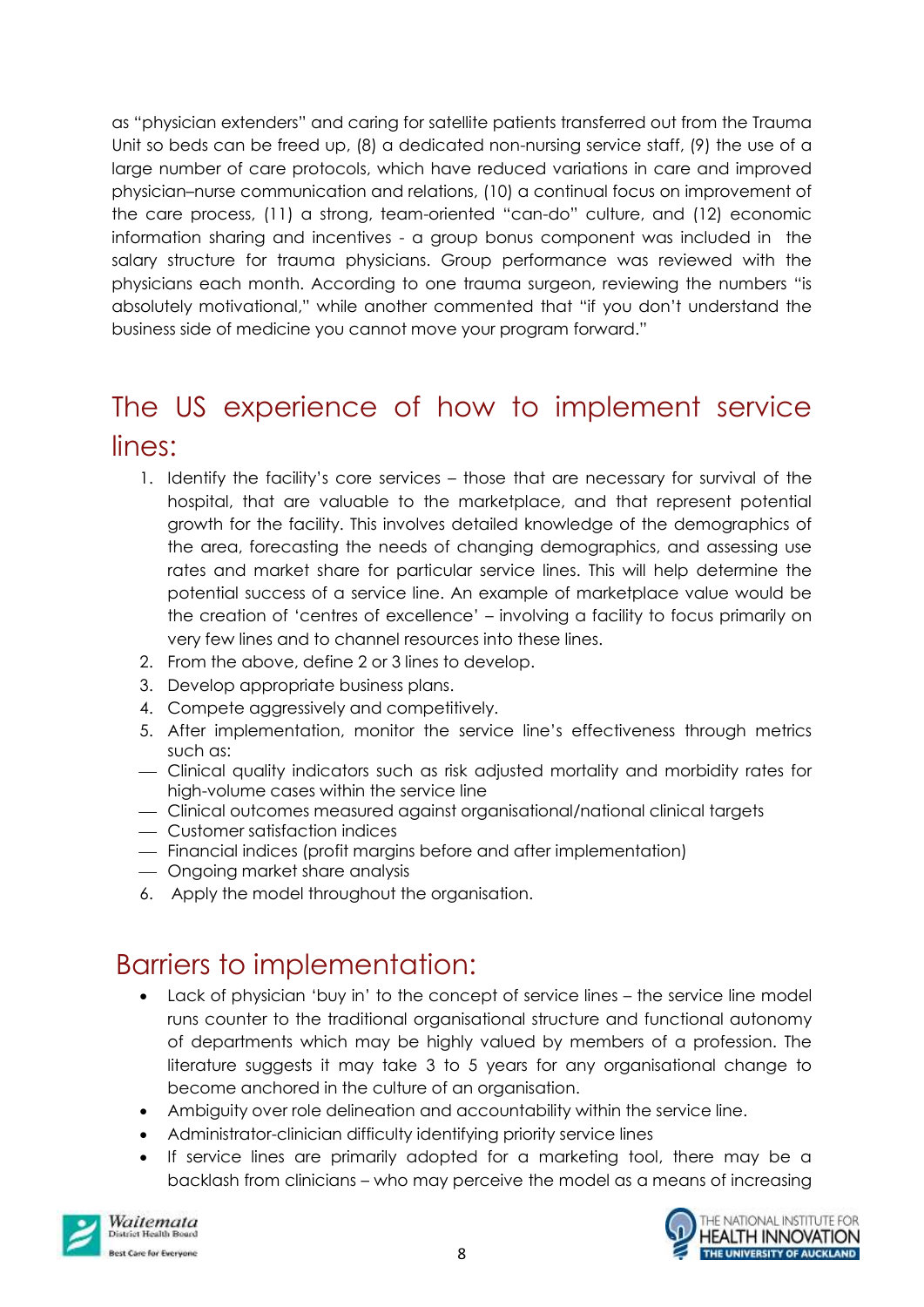as "physician extenders" and caring for satellite patients transferred out from the Trauma Unit so beds can be freed up, (8) a dedicated non-nursing service staff, (9) the use of a large number of care protocols, which have reduced variations in care and improved physician–nurse communication and relations, (10) a continual focus on improvement of the care process, (11) a strong, team-oriented "can-do" culture, and (12) economic information sharing and incentives - a group bonus component was included in the salary structure for trauma physicians. Group performance was reviewed with the physicians each month. According to one trauma surgeon, reviewing the numbers "is absolutely motivational," while another commented that "if you don't understand the business side of medicine you cannot move your program forward."

## The US experience of how to implement service lines:

1. Identify the facility's core services – those that are necessary for survival of the hospital, that are valuable to the marketplace, and that represent potential growth for the facility. This involves detailed knowledge of the demographics of the area, forecasting the needs of changing demographics, and assessing use rates and market share for particular service lines. This will help determine the potential success of a service line. An example of marketplace value would be the creation of 'centres of excellence' – involving a facility to focus primarily on very few lines and to channel resources into these lines.
2. From the above, define 2 or 3 lines to develop.
3. Develop appropriate business plans.
4. Compete aggressively and competitively.
5. After implementation, monitor the service line's effectiveness through metrics such as:
   - Clinical quality indicators such as risk adjusted mortality and morbidity rates for high-volume cases within the service line
   - Clinical outcomes measured against organisational/national clinical targets
   - Customer satisfaction indices
   - Financial indices (profit margins before and after implementation)
   - Ongoing market share analysis
6. Apply the model throughout the organisation.

## Barriers to implementation:

- Lack of physician 'buy in' to the concept of service lines – the service line model runs counter to the traditional organisational structure and functional autonomy of departments which may be highly valued by members of a profession. The literature suggests it may take 3 to 5 years for any organisational change to become anchored in the culture of an organisation.
- Ambiguity over role delineation and accountability within the service line.
- Administrator-clinician difficulty identifying priority service lines
- If service lines are primarily adopted for a marketing tool, there may be a backlash from clinicians – who may perceive the model as a means of increasing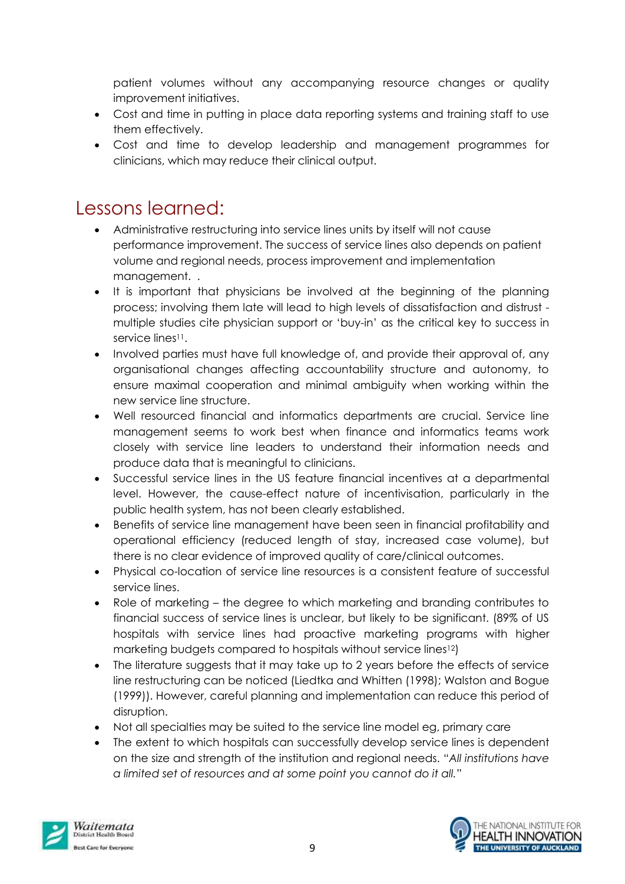patient volumes without any accompanying resource changes or quality improvement initiatives.

- Cost and time in putting in place data reporting systems and training staff to use them effectively.
- Cost and time to develop leadership and management programmes for clinicians, which may reduce their clinical output.

## Lessons learned:

- Administrative restructuring into service lines units by itself will not cause performance improvement. The success of service lines also depends on patient volume and regional needs, process improvement and implementation management. .
- It is important that physicians be involved at the beginning of the planning process; involving them late will lead to high levels of dissatisfaction and distrust - multiple studies cite physician support or 'buy-in' as the critical key to success in service lines[11].
- Involved parties must have full knowledge of, and provide their approval of, any organisational changes affecting accountability structure and autonomy, to ensure maximal cooperation and minimal ambiguity when working within the new service line structure.
- Well resourced financial and informatics departments are crucial. Service line management seems to work best when finance and informatics teams work closely with service line leaders to understand their information needs and produce data that is meaningful to clinicians.
- Successful service lines in the US feature financial incentives at a departmental level. However, the cause-effect nature of incentivisation, particularly in the public health system, has not been clearly established.
- Benefits of service line management have been seen in financial profitability and operational efficiency (reduced length of stay, increased case volume), but there is no clear evidence of improved quality of care/clinical outcomes.
- Physical co-location of service line resources is a consistent feature of successful service lines.
- Role of marketing – the degree to which marketing and branding contributes to financial success of service lines is unclear, but likely to be significant. (89% of US hospitals with service lines had proactive marketing programs with higher marketing budgets compared to hospitals without service lines[12])
- The literature suggests that it may take up to 2 years before the effects of service line restructuring can be noticed (Liedtka and Whitten (1998); Walston and Bogue (1999)). However, careful planning and implementation can reduce this period of disruption.
- Not all specialties may be suited to the service line model eg, primary care
- The extent to which hospitals can successfully develop service lines is dependent on the size and strength of the institution and regional needs. "*All institutions have a limited set of resources and at some point you cannot do it all.*"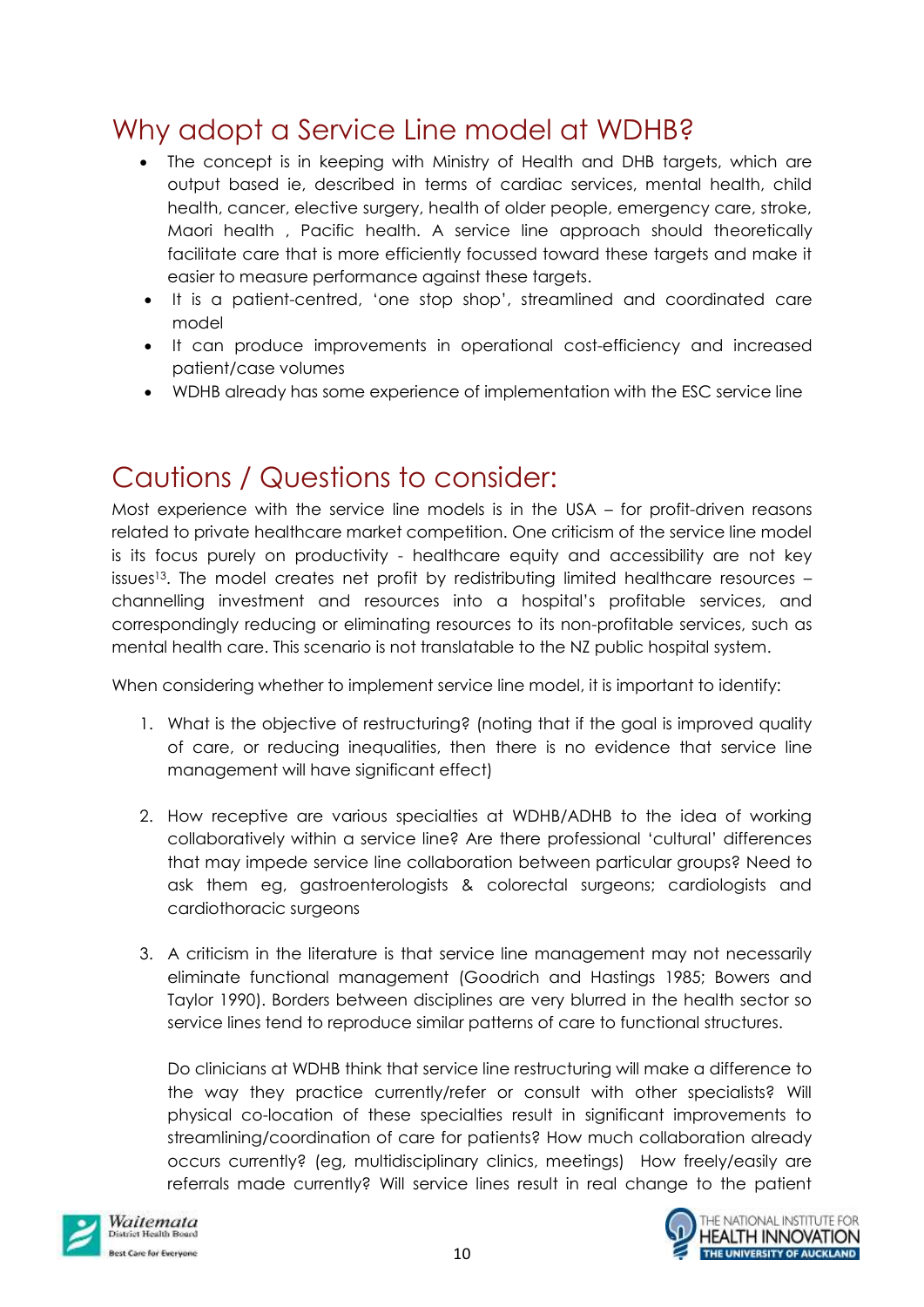## Why adopt a Service Line model at WDHB?

- The concept is in keeping with Ministry of Health and DHB targets, which are output based ie, described in terms of cardiac services, mental health, child health, cancer, elective surgery, health of older people, emergency care, stroke, Maori health , Pacific health. A service line approach should theoretically facilitate care that is more efficiently focussed toward these targets and make it easier to measure performance against these targets.
- It is a patient-centred, 'one stop shop', streamlined and coordinated care model
- It can produce improvements in operational cost-efficiency and increased patient/case volumes
- WDHB already has some experience of implementation with the ESC service line

## Cautions / Questions to consider:

Most experience with the service line models is in the USA – for profit-driven reasons related to private healthcare market competition. One criticism of the service line model is its focus purely on productivity - healthcare equity and accessibility are not key issues[13]. The model creates net profit by redistributing limited healthcare resources – channelling investment and resources into a hospital's profitable services, and correspondingly reducing or eliminating resources to its non-profitable services, such as mental health care. This scenario is not translatable to the NZ public hospital system.

When considering whether to implement service line model, it is important to identify:

1. What is the objective of restructuring? (noting that if the goal is improved quality of care, or reducing inequalities, then there is no evidence that service line management will have significant effect)

2. How receptive are various specialties at WDHB/ADHB to the idea of working collaboratively within a service line? Are there professional 'cultural' differences that may impede service line collaboration between particular groups? Need to ask them eg, gastroenterologists & colorectal surgeons; cardiologists and cardiothoracic surgeons

3. A criticism in the literature is that service line management may not necessarily eliminate functional management (Goodrich and Hastings 1985; Bowers and Taylor 1990). Borders between disciplines are very blurred in the health sector so service lines tend to reproduce similar patterns of care to functional structures.

   Do clinicians at WDHB think that service line restructuring will make a difference to the way they practice currently/refer or consult with other specialists? Will physical co-location of these specialties result in significant improvements to streamlining/coordination of care for patients? How much collaboration already occurs currently? (eg, multidisciplinary clinics, meetings) How freely/easily are referrals made currently? Will service lines result in real change to the patient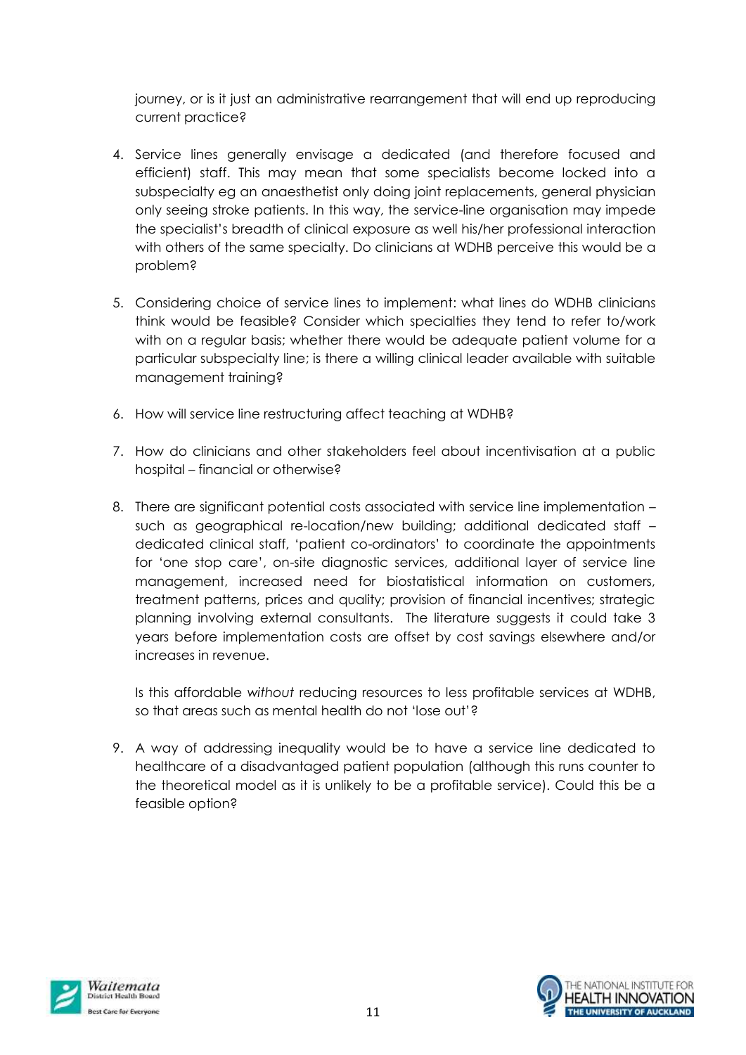journey, or is it just an administrative rearrangement that will end up reproducing current practice?

4. Service lines generally envisage a dedicated (and therefore focused and efficient) staff. This may mean that some specialists become locked into a subspecialty eg an anaesthetist only doing joint replacements, general physician only seeing stroke patients. In this way, the service-line organisation may impede the specialist's breadth of clinical exposure as well his/her professional interaction with others of the same specialty. Do clinicians at WDHB perceive this would be a problem?

5. Considering choice of service lines to implement: what lines do WDHB clinicians think would be feasible? Consider which specialties they tend to refer to/work with on a regular basis; whether there would be adequate patient volume for a particular subspecialty line; is there a willing clinical leader available with suitable management training?

6. How will service line restructuring affect teaching at WDHB?

7. How do clinicians and other stakeholders feel about incentivisation at a public hospital – financial or otherwise?

8. There are significant potential costs associated with service line implementation – such as geographical re-location/new building; additional dedicated staff – dedicated clinical staff, 'patient co-ordinators' to coordinate the appointments for 'one stop care', on-site diagnostic services, additional layer of service line management, increased need for biostatistical information on customers, treatment patterns, prices and quality; provision of financial incentives; strategic planning involving external consultants. The literature suggests it could take 3 years before implementation costs are offset by cost savings elsewhere and/or increases in revenue.

   Is this affordable *without* reducing resources to less profitable services at WDHB, so that areas such as mental health do not 'lose out'?

9. A way of addressing inequality would be to have a service line dedicated to healthcare of a disadvantaged patient population (although this runs counter to the theoretical model as it is unlikely to be a profitable service). Could this be a feasible option?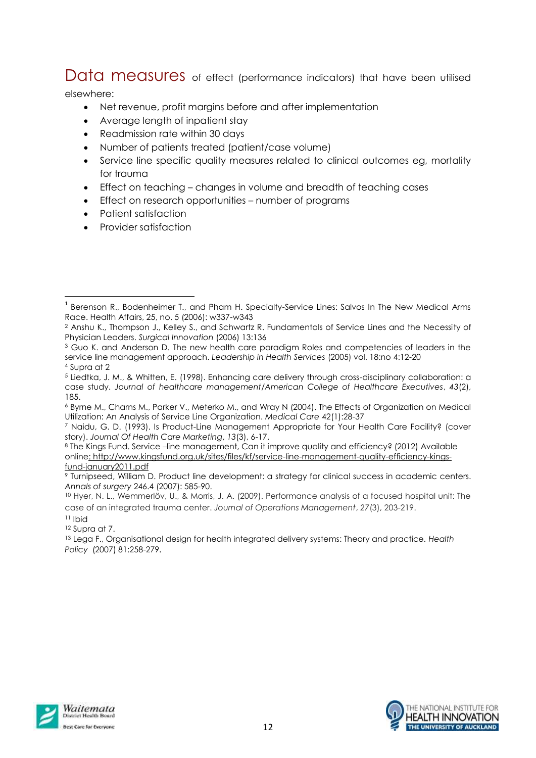**Data measures** of effect (performance indicators) that have been utilised elsewhere:

- Net revenue, profit margins before and after implementation
- Average length of inpatient stay
- Readmission rate within 30 days
- Number of patients treated (patient/case volume)
- Service line specific quality measures related to clinical outcomes eg, mortality for trauma
- Effect on teaching – changes in volume and breadth of teaching cases
- Effect on research opportunities – number of programs
- Patient satisfaction
- Provider satisfaction

---

[1] Berenson R., Bodenheimer T., and Pham H. Specialty-Service Lines: Salvos In The New Medical Arms Race. Health Affairs, 25, no. 5 (2006): w337-w343

[2] Anshu K., Thompson J., Kelley S., and Schwartz R. Fundamentals of Service Lines and the Necessity of Physician Leaders. *Surgical Innovation* (2006) 13:136

[3] Guo K. and Anderson D. The new health care paradigm Roles and competencies of leaders in the service line management approach. *Leadership in Health Services* (2005) vol. 18:no 4:12-20

[4] Supra at 2

[5] Liedtka, J. M., & Whitten, E. (1998). Enhancing care delivery through cross-disciplinary collaboration: a case study. *Journal of healthcare management/American College of Healthcare Executives*, *43*(2), 185.

[6] Byrne M., Charns M., Parker V., Meterko M., and Wray N (2004). The Effects of Organization on Medical Utilization: An Analysis of Service Line Organization. *Medical Care* 42(1):28-37

[7] Naidu, G. D. (1993). Is Product-Line Management Appropriate for Your Health Care Facility? (cover story). *Journal Of Health Care Marketing*, *13*(3), 6-17.

[8] The Kings Fund. Service –line management, Can it improve quality and efficiency? (2012) Available online: http://www.kingsfund.org.uk/sites/files/kf/service-line-management-quality-efficiency-kings-fund-january2011.pdf

[9] Turnipseed, William D. Product line development: a strategy for clinical success in academic centers. *Annals of surgery* 246.4 (2007): 585-90.

[10] Hyer, N. L., Wemmerlöv, U., & Morris, J. A. (2009). Performance analysis of a focused hospital unit: The case of an integrated trauma center. *Journal of Operations Management*, *27*(3), 203-219.

[11] Ibid

[12] Supra at 7.

[13] Lega F., Organisational design for health integrated delivery systems: Theory and practice. *Health Policy* (2007) 81:258-279.